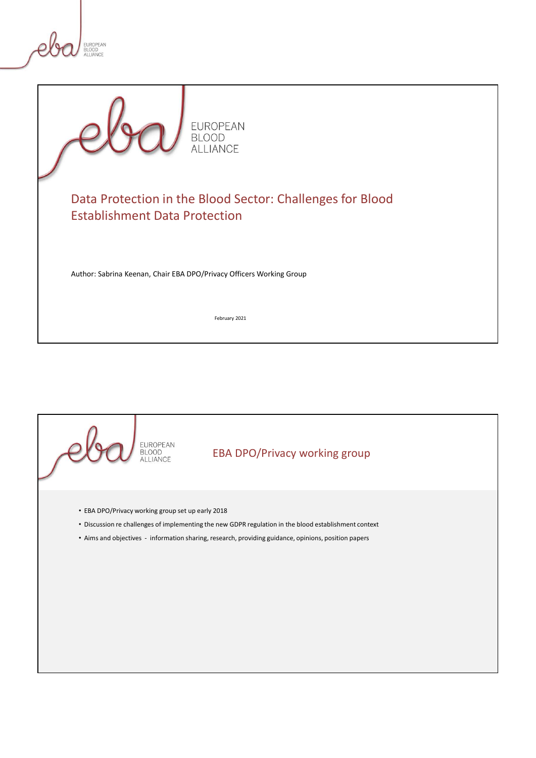# Data Protection in the Blood Sector: Challenges for Blood Establishment Data Protection

Author: Sabrina Keenan, Chair EBA DPO/Privacy Officers Working Group

February 2021

## EBA DPO/Privacy working group

- EBA DPO/Privacy working group set up early 2018
- Discussion re challenges of implementing the new GDPR regulation in the blood establishment context
- Aims and objectives - information sharing, research, providing guidance, opinions, position papers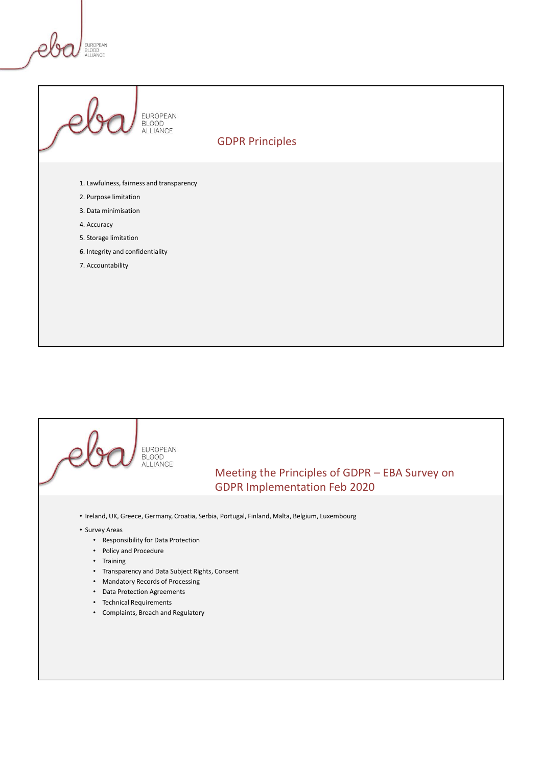## GDPR Principles

1. Lawfulness, fairness and transparency
2. Purpose limitation
3. Data minimisation
4. Accuracy
5. Storage limitation
6. Integrity and confidentiality
7. Accountability

## Meeting the Principles of GDPR – EBA Survey on GDPR Implementation Feb 2020

- Ireland, UK, Greece, Germany, Croatia, Serbia, Portugal, Finland, Malta, Belgium, Luxembourg
- Survey Areas
  - Responsibility for Data Protection
  - Policy and Procedure
  - Training
  - Transparency and Data Subject Rights, Consent
  - Mandatory Records of Processing
  - Data Protection Agreements
  - Technical Requirements
  - Complaints, Breach and Regulatory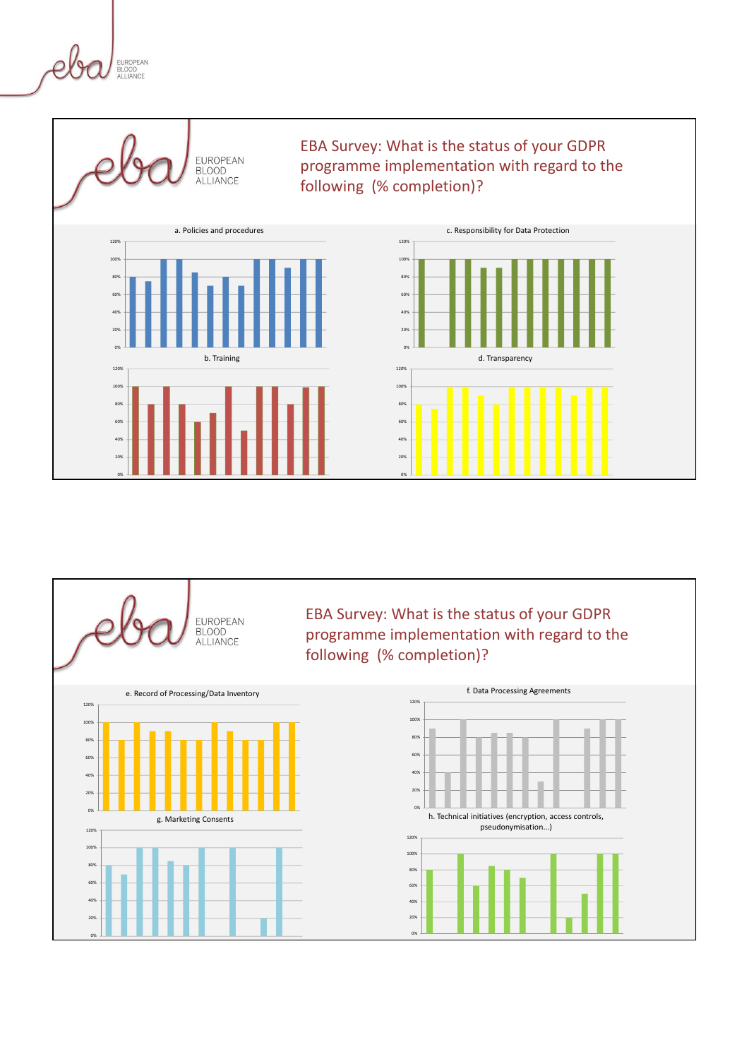## EBA Survey: What is the status of your GDPR programme implementation with regard to the following (% completion)?

a. Policies and procedures

c. Responsibility for Data Protection

b. Training

d. Transparency

## EBA Survey: What is the status of your GDPR programme implementation with regard to the following (% completion)?

e. Record of Processing/Data Inventory

f. Data Processing Agreements

g. Marketing Consents

h. Technical initiatives (encryption, access controls, pseudonymisation...)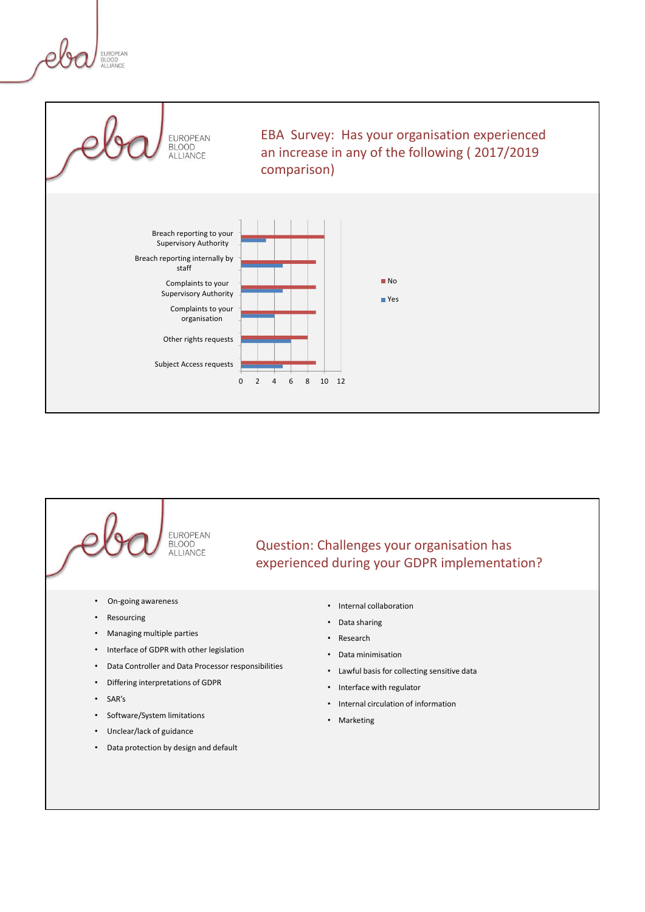## EBA Survey: Has your organisation experienced an increase in any of the following ( 2017/2019 comparison)

| | No | Yes |
|---|---|---|
| Breach reporting to your Supervisory Authority | 10 | 3 |
| Breach reporting internally by staff | 9 | 5 |
| Complaints to your Supervisory Authority | 9 | 5 |
| Complaints to your organisation | 9 | 4 |
| Other rights requests | 8 | 6 |
| Subject Access requests | 9 | 5 |

## Question: Challenges your organisation has experienced during your GDPR implementation?

- On-going awareness
- Resourcing
- Managing multiple parties
- Interface of GDPR with other legislation
- Data Controller and Data Processor responsibilities
- Differing interpretations of GDPR
- SAR's
- Software/System limitations
- Unclear/lack of guidance
- Data protection by design and default
- Internal collaboration
- Data sharing
- Research
- Data minimisation
- Lawful basis for collecting sensitive data
- Interface with regulator
- Internal circulation of information
- Marketing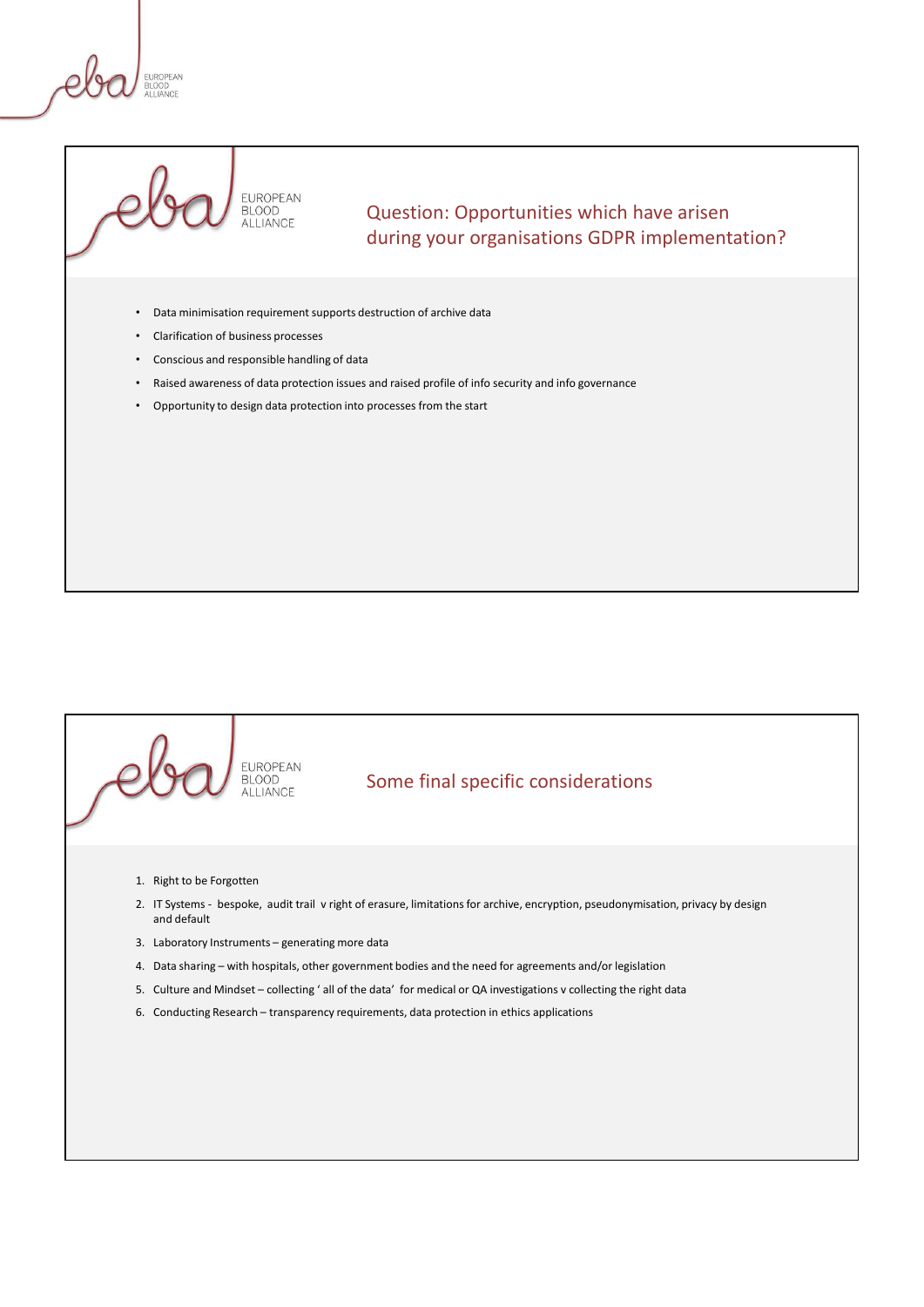## Question: Opportunities which have arisen during your organisations GDPR implementation?

- Data minimisation requirement supports destruction of archive data
- Clarification of business processes
- Conscious and responsible handling of data
- Raised awareness of data protection issues and raised profile of info security and info governance
- Opportunity to design data protection into processes from the start

## Some final specific considerations

1. Right to be Forgotten
2. IT Systems - bespoke, audit trail v right of erasure, limitations for archive, encryption, pseudonymisation, privacy by design and default
3. Laboratory Instruments – generating more data
4. Data sharing – with hospitals, other government bodies and the need for agreements and/or legislation
5. Culture and Mindset – collecting ' all of the data' for medical or QA investigations v collecting the right data
6. Conducting Research – transparency requirements, data protection in ethics applications